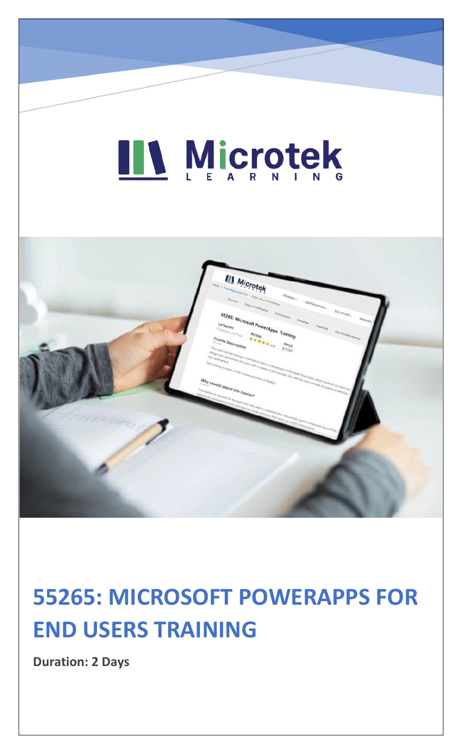Microtek LEARNING

# 55265: MICROSOFT POWERAPPS FOR END USERS TRAINING

**Duration: 2 Days**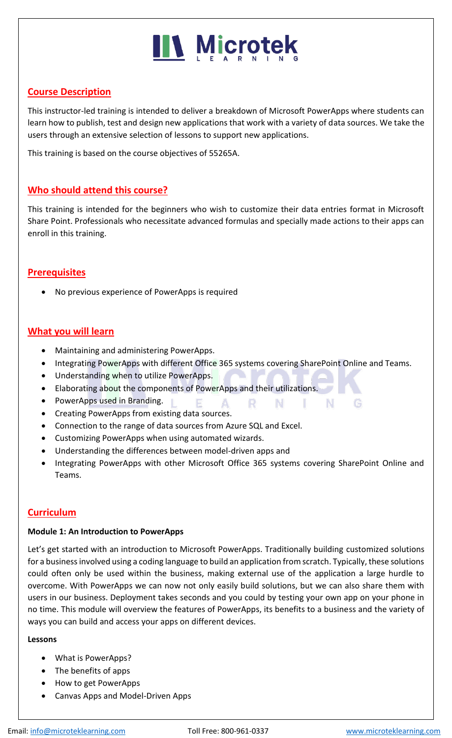## Course Description

This instructor-led training is intended to deliver a breakdown of Microsoft PowerApps where students can learn how to publish, test and design new applications that work with a variety of data sources. We take the users through an extensive selection of lessons to support new applications.

This training is based on the course objectives of 55265A.

## Who should attend this course?

This training is intended for the beginners who wish to customize their data entries format in Microsoft Share Point. Professionals who necessitate advanced formulas and specially made actions to their apps can enroll in this training.

## Prerequisites

- No previous experience of PowerApps is required

## What you will learn

- Maintaining and administering PowerApps.
- Integrating PowerApps with different Office 365 systems covering SharePoint Online and Teams.
- Understanding when to utilize PowerApps.
- Elaborating about the components of PowerApps and their utilizations.
- PowerApps used in Branding.
- Creating PowerApps from existing data sources.
- Connection to the range of data sources from Azure SQL and Excel.
- Customizing PowerApps when using automated wizards.
- Understanding the differences between model-driven apps and
- Integrating PowerApps with other Microsoft Office 365 systems covering SharePoint Online and Teams.

## Curriculum

**Module 1: An Introduction to PowerApps**

Let's get started with an introduction to Microsoft PowerApps. Traditionally building customized solutions for a business involved using a coding language to build an application from scratch. Typically, these solutions could often only be used within the business, making external use of the application a large hurdle to overcome. With PowerApps we can now not only easily build solutions, but we can also share them with users in our business. Deployment takes seconds and you could by testing your own app on your phone in no time. This module will overview the features of PowerApps, its benefits to a business and the variety of ways you can build and access your apps on different devices.

**Lessons**

- What is PowerApps?
- The benefits of apps
- How to get PowerApps
- Canvas Apps and Model-Driven Apps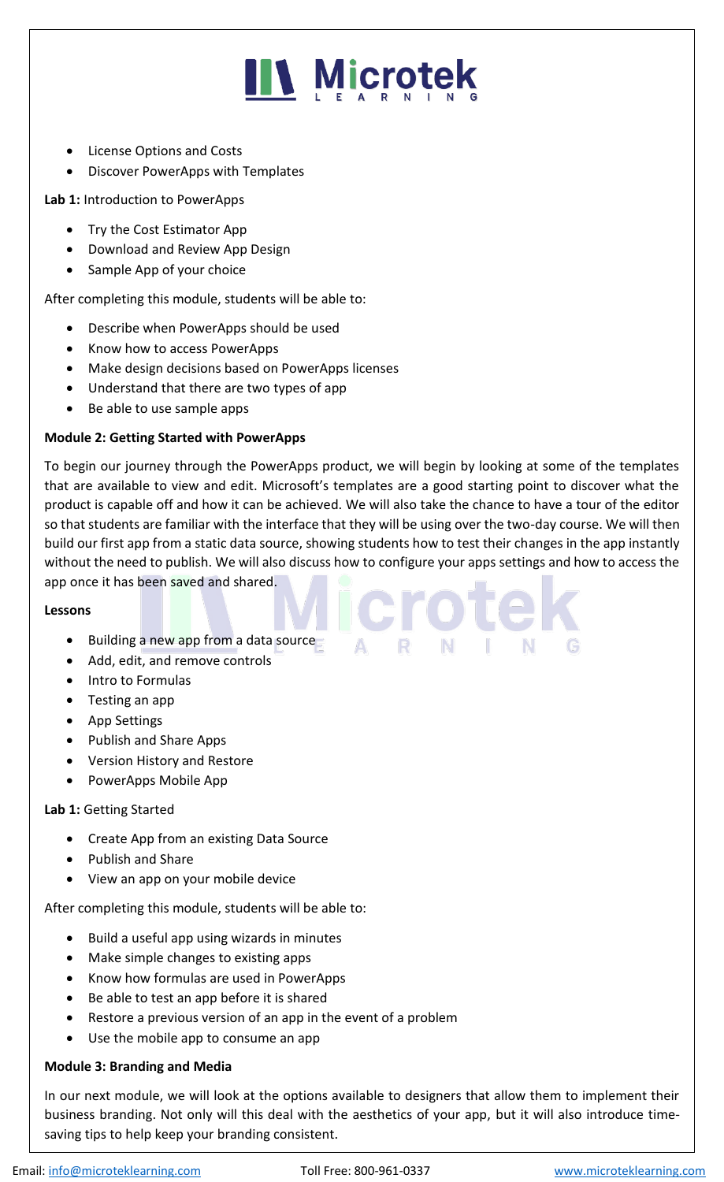- License Options and Costs
- Discover PowerApps with Templates

**Lab 1:** Introduction to PowerApps

- Try the Cost Estimator App
- Download and Review App Design
- Sample App of your choice

After completing this module, students will be able to:

- Describe when PowerApps should be used
- Know how to access PowerApps
- Make design decisions based on PowerApps licenses
- Understand that there are two types of app
- Be able to use sample apps

**Module 2: Getting Started with PowerApps**

To begin our journey through the PowerApps product, we will begin by looking at some of the templates that are available to view and edit. Microsoft's templates are a good starting point to discover what the product is capable off and how it can be achieved. We will also take the chance to have a tour of the editor so that students are familiar with the interface that they will be using over the two-day course. We will then build our first app from a static data source, showing students how to test their changes in the app instantly without the need to publish. We will also discuss how to configure your apps settings and how to access the app once it has been saved and shared.

**Lessons**

- Building a new app from a data source
- Add, edit, and remove controls
- Intro to Formulas
- Testing an app
- App Settings
- Publish and Share Apps
- Version History and Restore
- PowerApps Mobile App

**Lab 1:** Getting Started

- Create App from an existing Data Source
- Publish and Share
- View an app on your mobile device

After completing this module, students will be able to:

- Build a useful app using wizards in minutes
- Make simple changes to existing apps
- Know how formulas are used in PowerApps
- Be able to test an app before it is shared
- Restore a previous version of an app in the event of a problem
- Use the mobile app to consume an app

**Module 3: Branding and Media**

In our next module, we will look at the options available to designers that allow them to implement their business branding. Not only will this deal with the aesthetics of your app, but it will also introduce time-saving tips to help keep your branding consistent.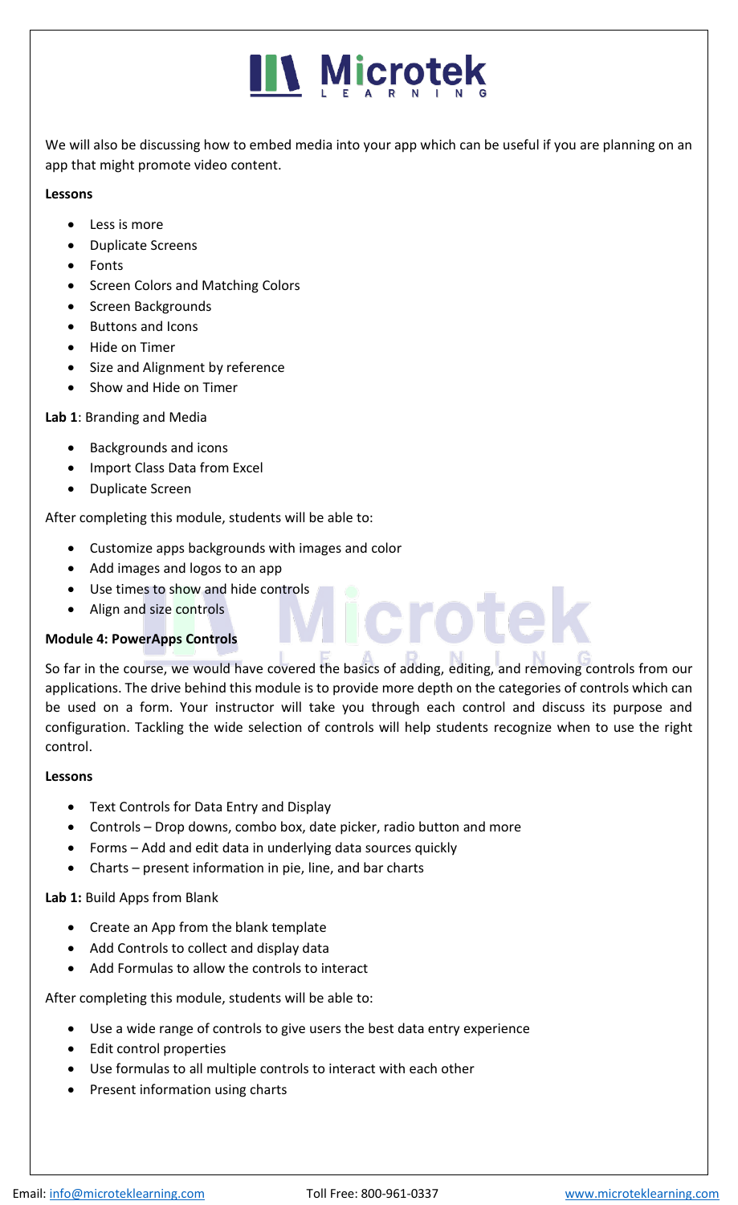We will also be discussing how to embed media into your app which can be useful if you are planning on an app that might promote video content.

**Lessons**

- Less is more
- Duplicate Screens
- Fonts
- Screen Colors and Matching Colors
- Screen Backgrounds
- Buttons and Icons
- Hide on Timer
- Size and Alignment by reference
- Show and Hide on Timer

**Lab 1**: Branding and Media

- Backgrounds and icons
- Import Class Data from Excel
- Duplicate Screen

After completing this module, students will be able to:

- Customize apps backgrounds with images and color
- Add images and logos to an app
- Use times to show and hide controls
- Align and size controls

**Module 4: PowerApps Controls**

So far in the course, we would have covered the basics of adding, editing, and removing controls from our applications. The drive behind this module is to provide more depth on the categories of controls which can be used on a form. Your instructor will take you through each control and discuss its purpose and configuration. Tackling the wide selection of controls will help students recognize when to use the right control.

**Lessons**

- Text Controls for Data Entry and Display
- Controls – Drop downs, combo box, date picker, radio button and more
- Forms – Add and edit data in underlying data sources quickly
- Charts – present information in pie, line, and bar charts

**Lab 1:** Build Apps from Blank

- Create an App from the blank template
- Add Controls to collect and display data
- Add Formulas to allow the controls to interact

After completing this module, students will be able to:

- Use a wide range of controls to give users the best data entry experience
- Edit control properties
- Use formulas to all multiple controls to interact with each other
- Present information using charts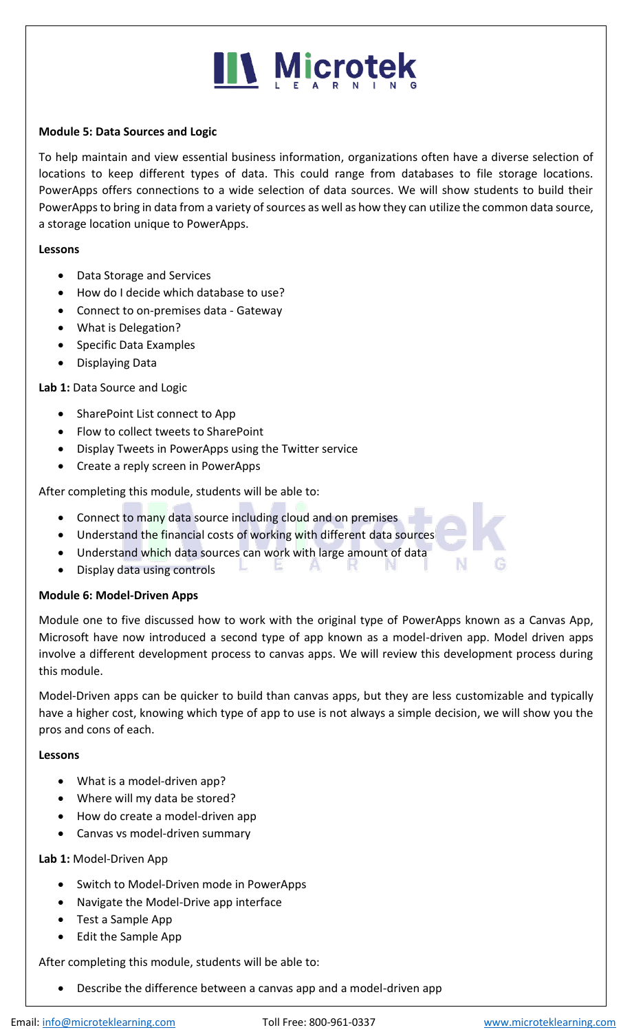**Module 5: Data Sources and Logic**

To help maintain and view essential business information, organizations often have a diverse selection of locations to keep different types of data. This could range from databases to file storage locations. PowerApps offers connections to a wide selection of data sources. We will show students to build their PowerApps to bring in data from a variety of sources as well as how they can utilize the common data source, a storage location unique to PowerApps.

**Lessons**

- Data Storage and Services
- How do I decide which database to use?
- Connect to on-premises data - Gateway
- What is Delegation?
- Specific Data Examples
- Displaying Data

**Lab 1:** Data Source and Logic

- SharePoint List connect to App
- Flow to collect tweets to SharePoint
- Display Tweets in PowerApps using the Twitter service
- Create a reply screen in PowerApps

After completing this module, students will be able to:

- Connect to many data source including cloud and on premises
- Understand the financial costs of working with different data sources
- Understand which data sources can work with large amount of data
- Display data using controls

**Module 6: Model-Driven Apps**

Module one to five discussed how to work with the original type of PowerApps known as a Canvas App, Microsoft have now introduced a second type of app known as a model-driven app. Model driven apps involve a different development process to canvas apps. We will review this development process during this module.

Model-Driven apps can be quicker to build than canvas apps, but they are less customizable and typically have a higher cost, knowing which type of app to use is not always a simple decision, we will show you the pros and cons of each.

**Lessons**

- What is a model-driven app?
- Where will my data be stored?
- How do create a model-driven app
- Canvas vs model-driven summary

**Lab 1:** Model-Driven App

- Switch to Model-Driven mode in PowerApps
- Navigate the Model-Drive app interface
- Test a Sample App
- Edit the Sample App

After completing this module, students will be able to:

- Describe the difference between a canvas app and a model-driven app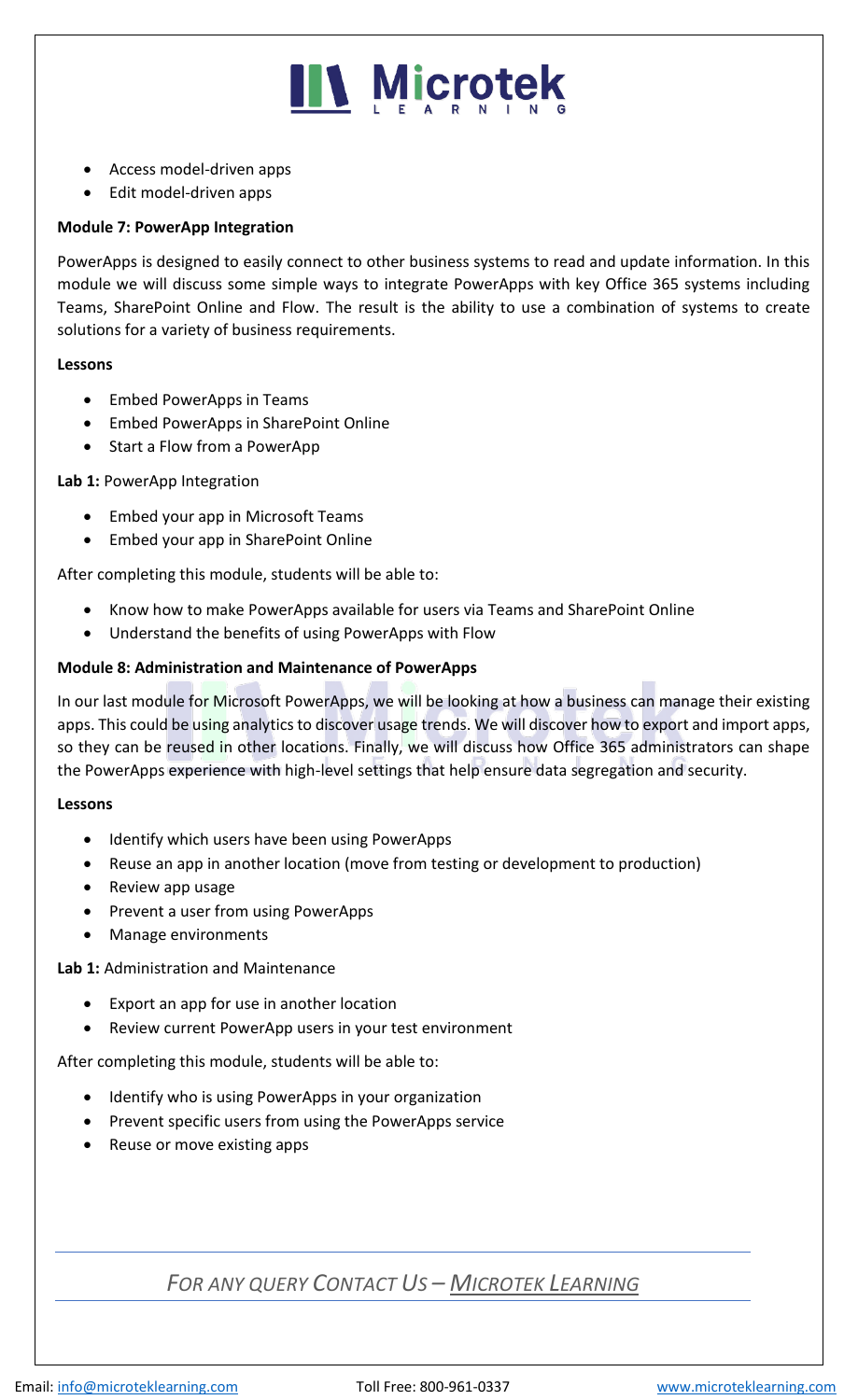- Access model-driven apps
- Edit model-driven apps

**Module 7: PowerApp Integration**

PowerApps is designed to easily connect to other business systems to read and update information. In this module we will discuss some simple ways to integrate PowerApps with key Office 365 systems including Teams, SharePoint Online and Flow. The result is the ability to use a combination of systems to create solutions for a variety of business requirements.

**Lessons**

- Embed PowerApps in Teams
- Embed PowerApps in SharePoint Online
- Start a Flow from a PowerApp

**Lab 1:** PowerApp Integration

- Embed your app in Microsoft Teams
- Embed your app in SharePoint Online

After completing this module, students will be able to:

- Know how to make PowerApps available for users via Teams and SharePoint Online
- Understand the benefits of using PowerApps with Flow

**Module 8: Administration and Maintenance of PowerApps**

In our last module for Microsoft PowerApps, we will be looking at how a business can manage their existing apps. This could be using analytics to discover usage trends. We will discover how to export and import apps, so they can be reused in other locations. Finally, we will discuss how Office 365 administrators can shape the PowerApps experience with high-level settings that help ensure data segregation and security.

**Lessons**

- Identify which users have been using PowerApps
- Reuse an app in another location (move from testing or development to production)
- Review app usage
- Prevent a user from using PowerApps
- Manage environments

**Lab 1:** Administration and Maintenance

- Export an app for use in another location
- Review current PowerApp users in your test environment

After completing this module, students will be able to:

- Identify who is using PowerApps in your organization
- Prevent specific users from using the PowerApps service
- Reuse or move existing apps

*FOR ANY QUERY CONTACT US – MICROTEK LEARNING*

Email: info@microteklearning.com Toll Free: 800-961-0337 www.microteklearning.com